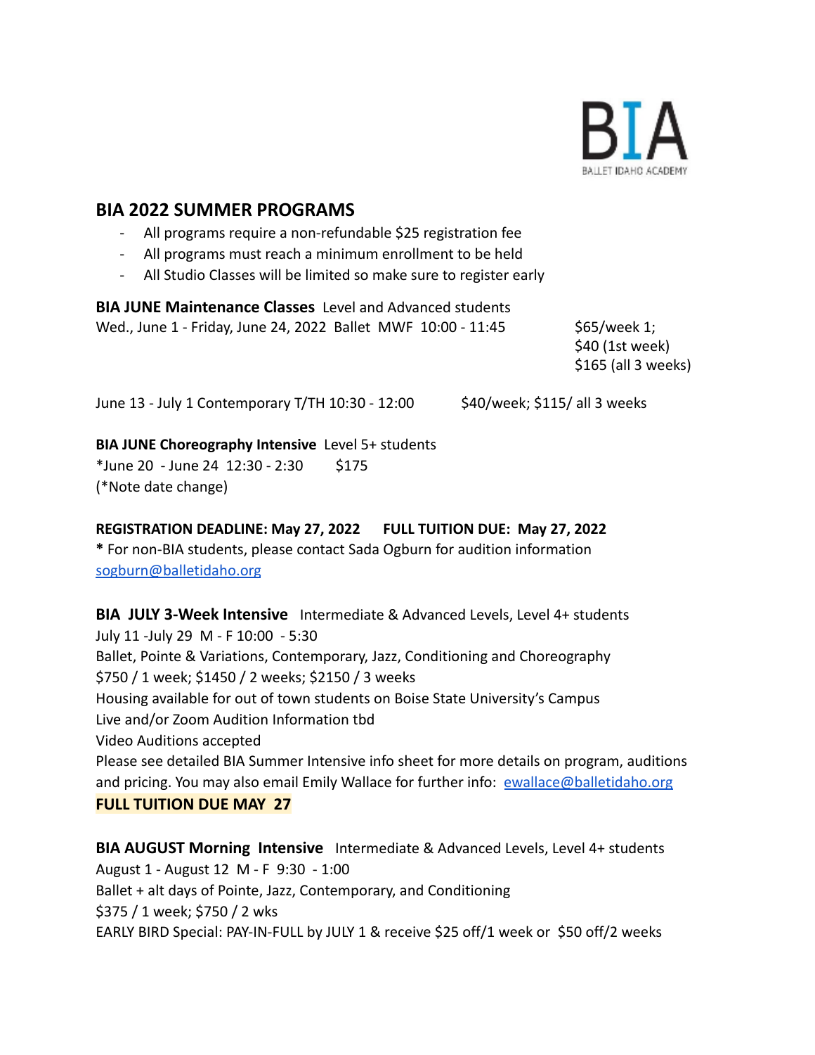BIA
BALLET IDAHO ACADEMY

## BIA 2022 SUMMER PROGRAMS

- All programs require a non-refundable $25 registration fee
- All programs must reach a minimum enrollment to be held
- All Studio Classes will be limited so make sure to register early

**BIA JUNE Maintenance Classes** Level and Advanced students
Wed., June 1 - Friday, June 24, 2022 Ballet MWF 10:00 - 11:45 $65/week 1; $40 (1st week) $165 (all 3 weeks)

June 13 - July 1 Contemporary T/TH 10:30 - 12:00 $40/week; $115/ all 3 weeks

**BIA JUNE Choreography Intensive** Level 5+ students
*June 20 - June 24 12:30 - 2:30 $175
(*Note date change)

**REGISTRATION DEADLINE: May 27, 2022 FULL TUITION DUE: May 27, 2022**
**\*** For non-BIA students, please contact Sada Ogburn for audition information
sogburn@balletidaho.org

**BIA JULY 3-Week Intensive** Intermediate & Advanced Levels, Level 4+ students
July 11 -July 29 M - F 10:00 - 5:30
Ballet, Pointe & Variations, Contemporary, Jazz, Conditioning and Choreography
$750 / 1 week; $1450 / 2 weeks; $2150 / 3 weeks
Housing available for out of town students on Boise State University's Campus
Live and/or Zoom Audition Information tbd
Video Auditions accepted
Please see detailed BIA Summer Intensive info sheet for more details on program, auditions and pricing. You may also email Emily Wallace for further info: ewallace@balletidaho.org
**FULL TUITION DUE MAY 27**

**BIA AUGUST Morning Intensive** Intermediate & Advanced Levels, Level 4+ students
August 1 - August 12 M - F 9:30 - 1:00
Ballet + alt days of Pointe, Jazz, Contemporary, and Conditioning
$375 / 1 week; $750 / 2 wks
EARLY BIRD Special: PAY-IN-FULL by JULY 1 & receive $25 off/1 week or $50 off/2 weeks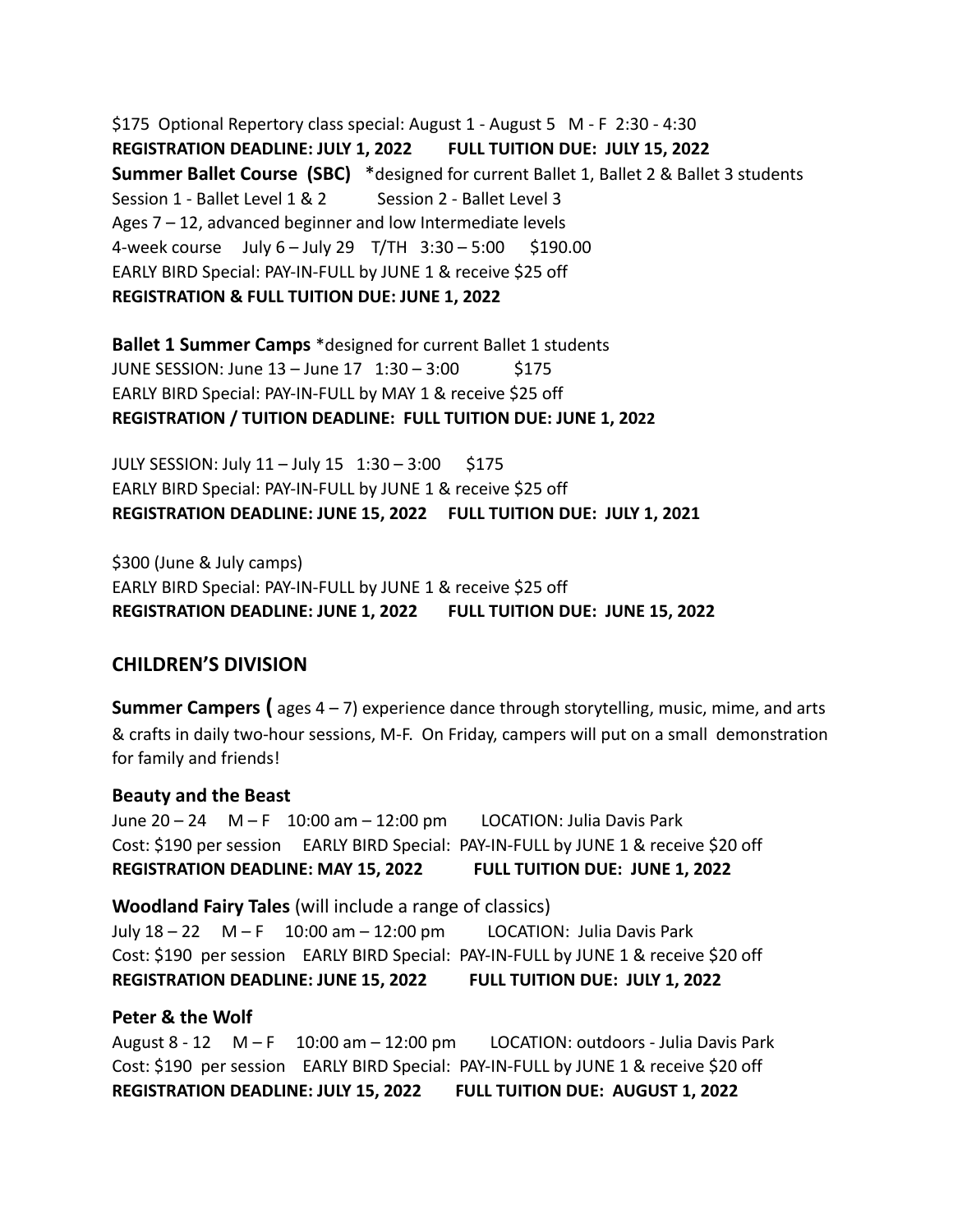$175 Optional Repertory class special: August 1 - August 5 M - F 2:30 - 4:30

**REGISTRATION DEADLINE: JULY 1, 2022 FULL TUITION DUE: JULY 15, 2022**

**Summer Ballet Course (SBC)** *designed for current Ballet 1, Ballet 2 & Ballet 3 students

Session 1 - Ballet Level 1 & 2 Session 2 - Ballet Level 3

Ages 7 – 12, advanced beginner and low Intermediate levels

4-week course July 6 – July 29 T/TH 3:30 – 5:00 $190.00

EARLY BIRD Special: PAY-IN-FULL by JUNE 1 & receive $25 off

**REGISTRATION & FULL TUITION DUE: JUNE 1, 2022**

**Ballet 1 Summer Camps** *designed for current Ballet 1 students

JUNE SESSION: June 13 – June 17 1:30 – 3:00 $175

EARLY BIRD Special: PAY-IN-FULL by MAY 1 & receive $25 off

**REGISTRATION / TUITION DEADLINE: FULL TUITION DUE: JUNE 1, 2022**

JULY SESSION: July 11 – July 15 1:30 – 3:00 $175

EARLY BIRD Special: PAY-IN-FULL by JUNE 1 & receive $25 off

**REGISTRATION DEADLINE: JUNE 15, 2022 FULL TUITION DUE: JULY 1, 2021**

$300 (June & July camps)

EARLY BIRD Special: PAY-IN-FULL by JUNE 1 & receive $25 off

**REGISTRATION DEADLINE: JUNE 1, 2022 FULL TUITION DUE: JUNE 15, 2022**

## CHILDREN'S DIVISION

**Summer Campers (** ages 4 – 7) experience dance through storytelling, music, mime, and arts & crafts in daily two-hour sessions, M-F. On Friday, campers will put on a small demonstration for family and friends!

### Beauty and the Beast

June 20 – 24 M – F 10:00 am – 12:00 pm LOCATION: Julia Davis Park

Cost: $190 per session EARLY BIRD Special: PAY-IN-FULL by JUNE 1 & receive $20 off

**REGISTRATION DEADLINE: MAY 15, 2022 FULL TUITION DUE: JUNE 1, 2022**

### Woodland Fairy Tales (will include a range of classics)

July 18 – 22 M – F 10:00 am – 12:00 pm LOCATION: Julia Davis Park

Cost: $190 per session EARLY BIRD Special: PAY-IN-FULL by JUNE 1 & receive $20 off

**REGISTRATION DEADLINE: JUNE 15, 2022 FULL TUITION DUE: JULY 1, 2022**

### Peter & the Wolf

August 8 - 12 M – F 10:00 am – 12:00 pm LOCATION: outdoors - Julia Davis Park

Cost: $190 per session EARLY BIRD Special: PAY-IN-FULL by JUNE 1 & receive $20 off

**REGISTRATION DEADLINE: JULY 15, 2022 FULL TUITION DUE: AUGUST 1, 2022**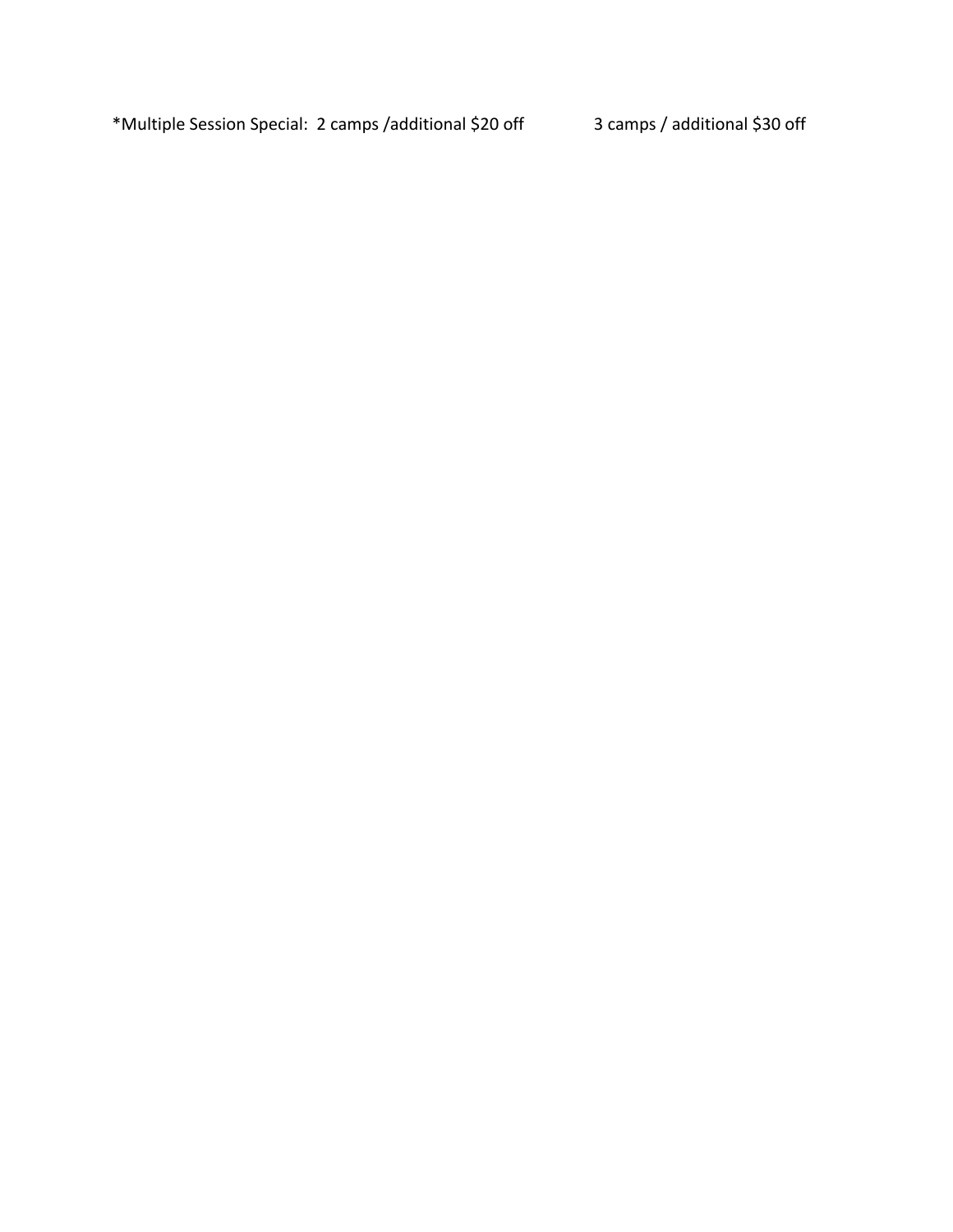*Multiple Session Special: 2 camps /additional $20 off 3 camps / additional $30 off